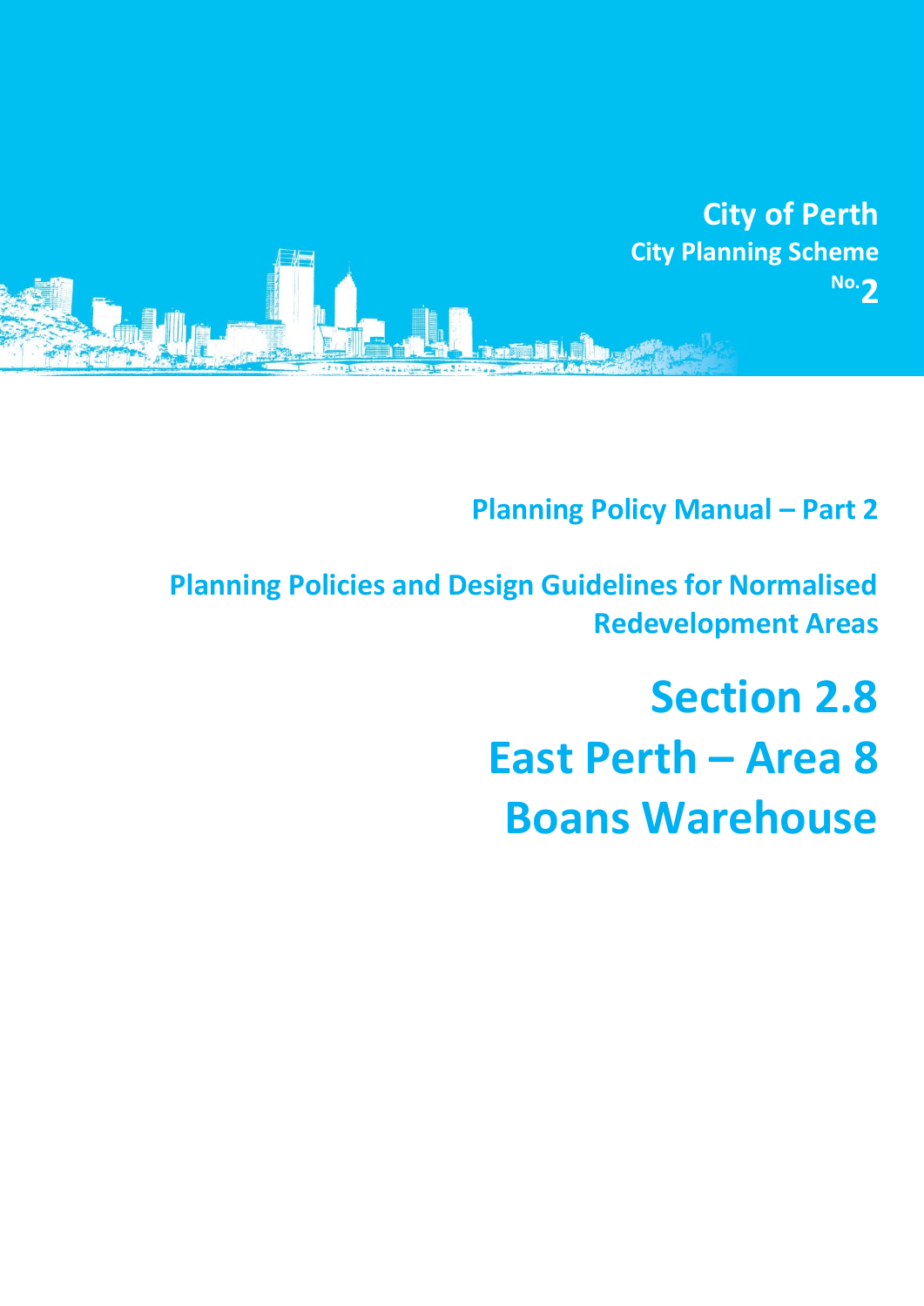**City of Perth**

**City Planning Scheme No.2**

## Planning Policy Manual – Part 2

## Planning Policies and Design Guidelines for Normalised Redevelopment Areas

# Section 2.8
# East Perth – Area 8
# Boans Warehouse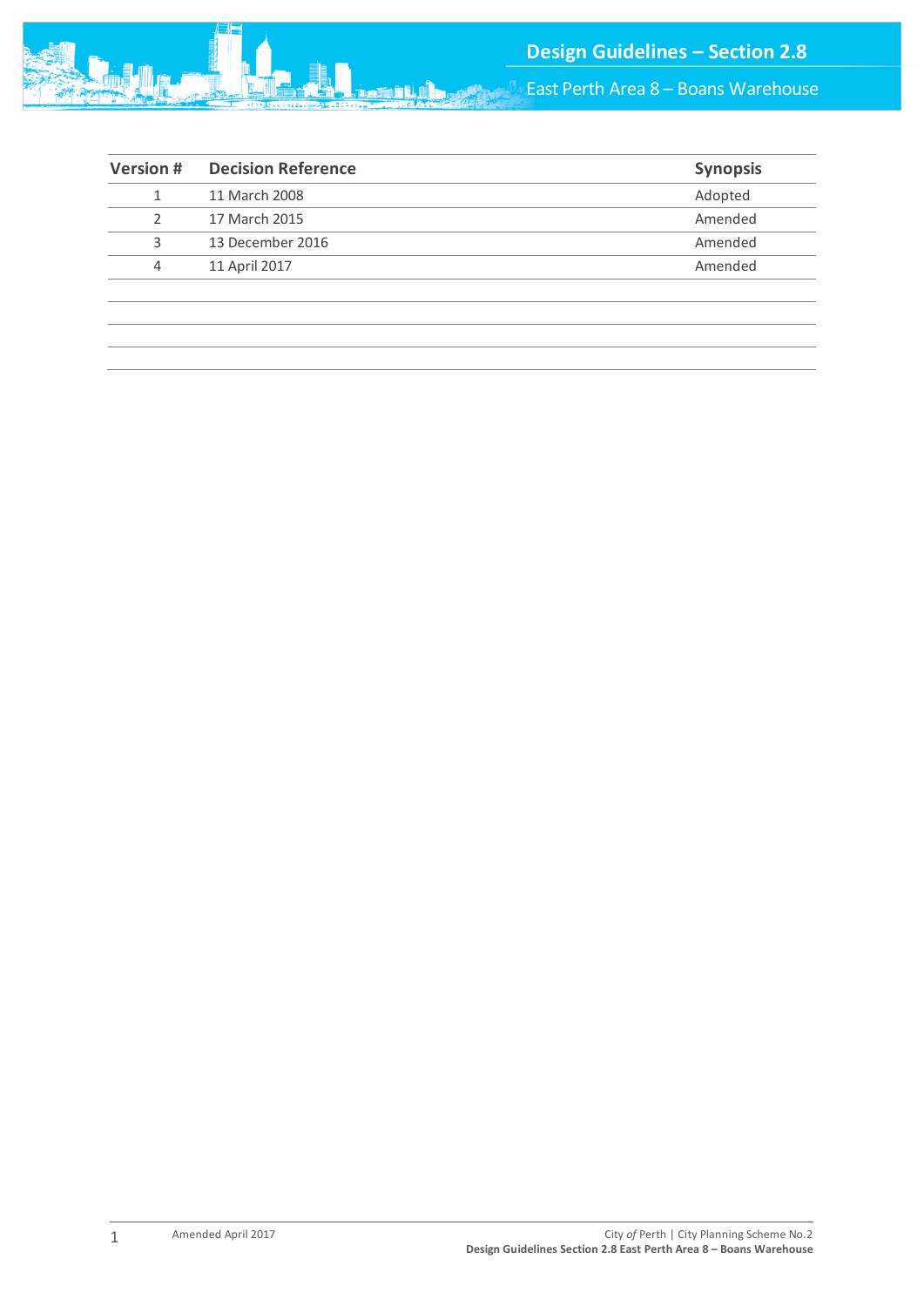| Version # | Decision Reference | Synopsis |
|---|---|---|
| 1 | 11 March 2008 | Adopted |
| 2 | 17 March 2015 | Amended |
| 3 | 13 December 2016 | Amended |
| 4 | 11 April 2017 | Amended |
| | | |
| | | |
| | | |
| | | |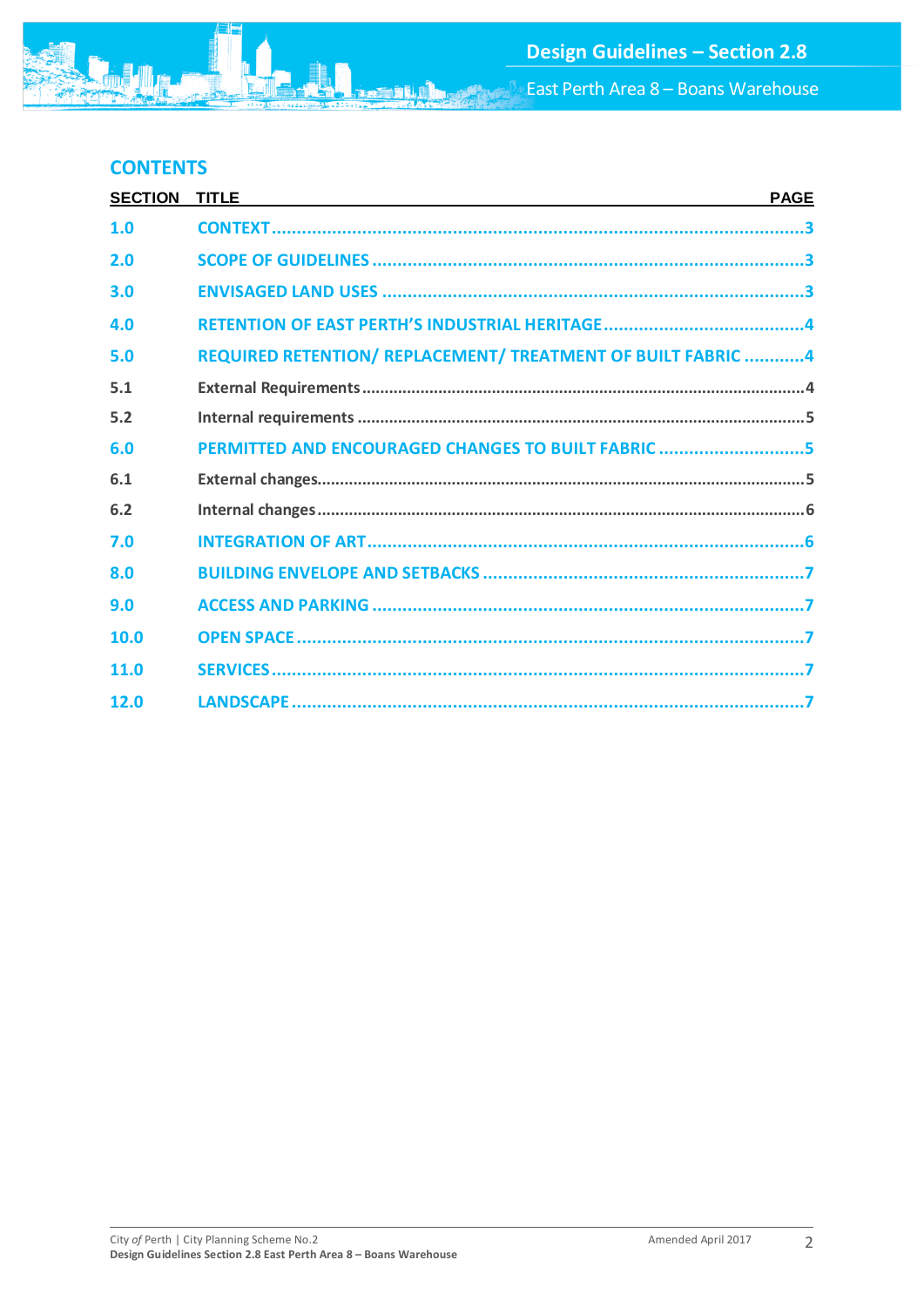## CONTENTS

| SECTION | TITLE | PAGE |
|---|---|---|
| 1.0 | CONTEXT | 3 |
| 2.0 | SCOPE OF GUIDELINES | 3 |
| 3.0 | ENVISAGED LAND USES | 3 |
| 4.0 | RETENTION OF EAST PERTH'S INDUSTRIAL HERITAGE | 4 |
| 5.0 | REQUIRED RETENTION/ REPLACEMENT/ TREATMENT OF BUILT FABRIC | 4 |
| 5.1 | External Requirements | 4 |
| 5.2 | Internal requirements | 5 |
| 6.0 | PERMITTED AND ENCOURAGED CHANGES TO BUILT FABRIC | 5 |
| 6.1 | External changes | 5 |
| 6.2 | Internal changes | 6 |
| 7.0 | INTEGRATION OF ART | 6 |
| 8.0 | BUILDING ENVELOPE AND SETBACKS | 7 |
| 9.0 | ACCESS AND PARKING | 7 |
| 10.0 | OPEN SPACE | 7 |
| 11.0 | SERVICES | 7 |
| 12.0 | LANDSCAPE | 7 |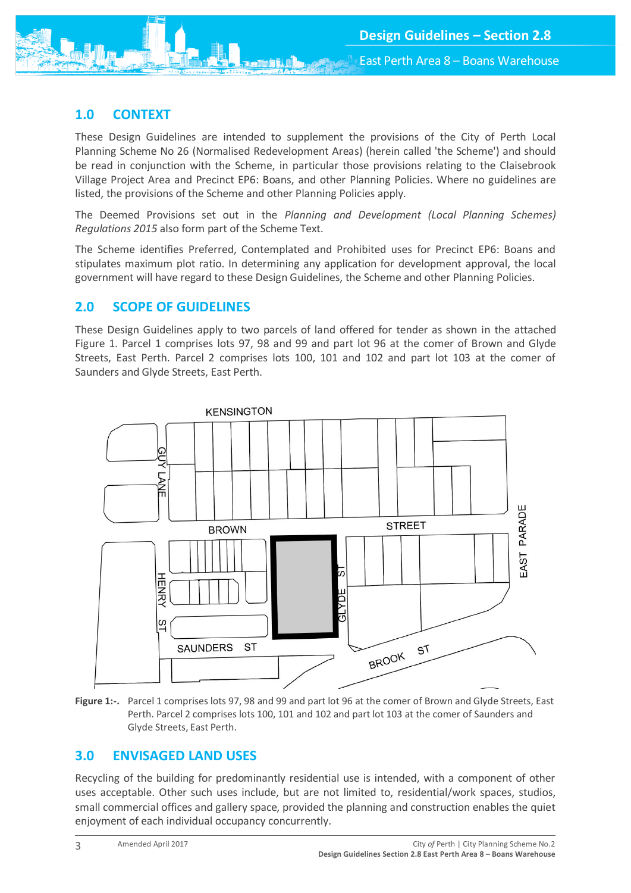## 1.0 CONTEXT

These Design Guidelines are intended to supplement the provisions of the City of Perth Local Planning Scheme No 26 (Normalised Redevelopment Areas) (herein called 'the Scheme') and should be read in conjunction with the Scheme, in particular those provisions relating to the Claisebrook Village Project Area and Precinct EP6: Boans, and other Planning Policies. Where no guidelines are listed, the provisions of the Scheme and other Planning Policies apply.

The Deemed Provisions set out in the *Planning and Development (Local Planning Schemes) Regulations 2015* also form part of the Scheme Text.

The Scheme identifies Preferred, Contemplated and Prohibited uses for Precinct EP6: Boans and stipulates maximum plot ratio. In determining any application for development approval, the local government will have regard to these Design Guidelines, the Scheme and other Planning Policies.

## 2.0 SCOPE OF GUIDELINES

These Design Guidelines apply to two parcels of land offered for tender as shown in the attached Figure 1. Parcel 1 comprises lots 97, 98 and 99 and part lot 96 at the comer of Brown and Glyde Streets, East Perth. Parcel 2 comprises lots 100, 101 and 102 and part lot 103 at the comer of Saunders and Glyde Streets, East Perth.

**Figure 1:-.** Parcel 1 comprises lots 97, 98 and 99 and part lot 96 at the comer of Brown and Glyde Streets, East Perth. Parcel 2 comprises lots 100, 101 and 102 and part lot 103 at the comer of Saunders and Glyde Streets, East Perth.

## 3.0 ENVISAGED LAND USES

Recycling of the building for predominantly residential use is intended, with a component of other uses acceptable. Other such uses include, but are not limited to, residential/work spaces, studios, small commercial offices and gallery space, provided the planning and construction enables the quiet enjoyment of each individual occupancy concurrently.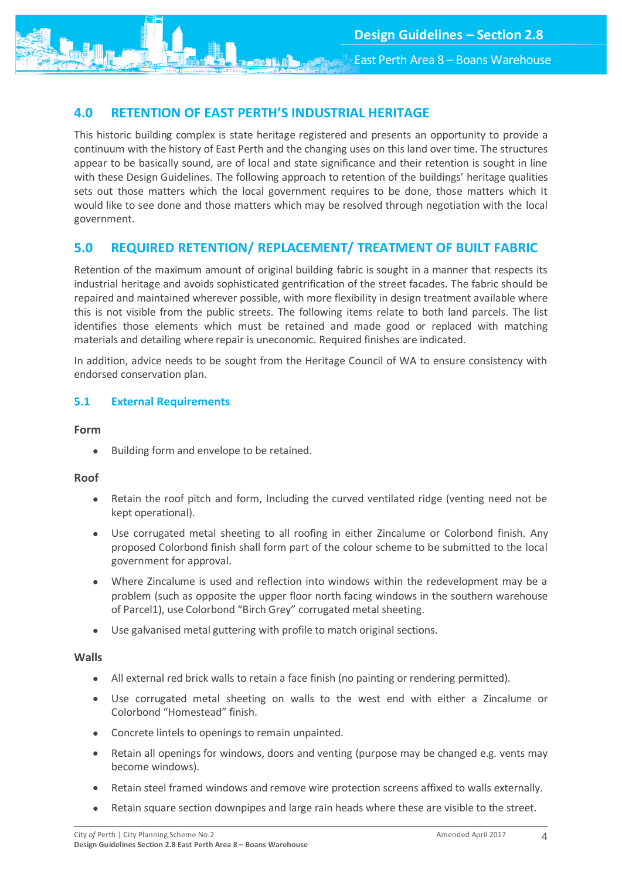## 4.0 RETENTION OF EAST PERTH'S INDUSTRIAL HERITAGE

This historic building complex is state heritage registered and presents an opportunity to provide a continuum with the history of East Perth and the changing uses on this land over time. The structures appear to be basically sound, are of local and state significance and their retention is sought in line with these Design Guidelines. The following approach to retention of the buildings' heritage qualities sets out those matters which the local government requires to be done, those matters which It would like to see done and those matters which may be resolved through negotiation with the local government.

## 5.0 REQUIRED RETENTION/ REPLACEMENT/ TREATMENT OF BUILT FABRIC

Retention of the maximum amount of original building fabric is sought in a manner that respects its industrial heritage and avoids sophisticated gentrification of the street facades. The fabric should be repaired and maintained wherever possible, with more flexibility in design treatment available where this is not visible from the public streets. The following items relate to both land parcels. The list identifies those elements which must be retained and made good or replaced with matching materials and detailing where repair is uneconomic. Required finishes are indicated.

In addition, advice needs to be sought from the Heritage Council of WA to ensure consistency with endorsed conservation plan.

### 5.1 External Requirements

**Form**

- Building form and envelope to be retained.

**Roof**

- Retain the roof pitch and form, Including the curved ventilated ridge (venting need not be kept operational).
- Use corrugated metal sheeting to all roofing in either Zincalume or Colorbond finish. Any proposed Colorbond finish shall form part of the colour scheme to be submitted to the local government for approval.
- Where Zincalume is used and reflection into windows within the redevelopment may be a problem (such as opposite the upper floor north facing windows in the southern warehouse of Parcel1), use Colorbond "Birch Grey" corrugated metal sheeting.
- Use galvanised metal guttering with profile to match original sections.

**Walls**

- All external red brick walls to retain a face finish (no painting or rendering permitted).
- Use corrugated metal sheeting on walls to the west end with either a Zincalume or Colorbond "Homestead" finish.
- Concrete lintels to openings to remain unpainted.
- Retain all openings for windows, doors and venting (purpose may be changed e.g. vents may become windows).
- Retain steel framed windows and remove wire protection screens affixed to walls externally.
- Retain square section downpipes and large rain heads where these are visible to the street.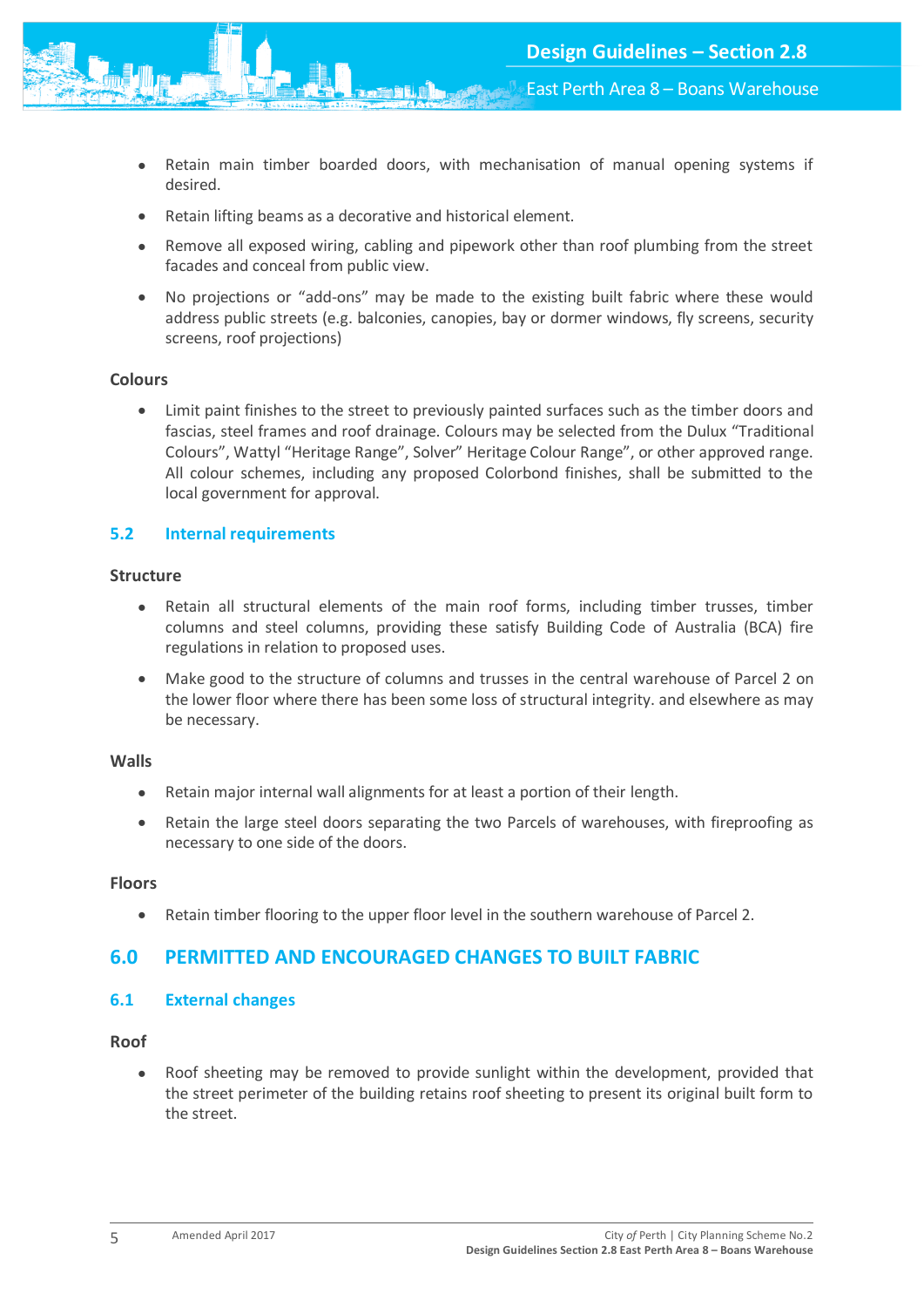- Retain main timber boarded doors, with mechanisation of manual opening systems if desired.
- Retain lifting beams as a decorative and historical element.
- Remove all exposed wiring, cabling and pipework other than roof plumbing from the street facades and conceal from public view.
- No projections or "add-ons" may be made to the existing built fabric where these would address public streets (e.g. balconies, canopies, bay or dormer windows, fly screens, security screens, roof projections)

**Colours**

- Limit paint finishes to the street to previously painted surfaces such as the timber doors and fascias, steel frames and roof drainage. Colours may be selected from the Dulux "Traditional Colours", Wattyl "Heritage Range", Solver" Heritage Colour Range", or other approved range. All colour schemes, including any proposed Colorbond finishes, shall be submitted to the local government for approval.

### 5.2 Internal requirements

**Structure**

- Retain all structural elements of the main roof forms, including timber trusses, timber columns and steel columns, providing these satisfy Building Code of Australia (BCA) fire regulations in relation to proposed uses.
- Make good to the structure of columns and trusses in the central warehouse of Parcel 2 on the lower floor where there has been some loss of structural integrity. and elsewhere as may be necessary.

**Walls**

- Retain major internal wall alignments for at least a portion of their length.
- Retain the large steel doors separating the two Parcels of warehouses, with fireproofing as necessary to one side of the doors.

**Floors**

- Retain timber flooring to the upper floor level in the southern warehouse of Parcel 2.

## 6.0 PERMITTED AND ENCOURAGED CHANGES TO BUILT FABRIC

### 6.1 External changes

**Roof**

- Roof sheeting may be removed to provide sunlight within the development, provided that the street perimeter of the building retains roof sheeting to present its original built form to the street.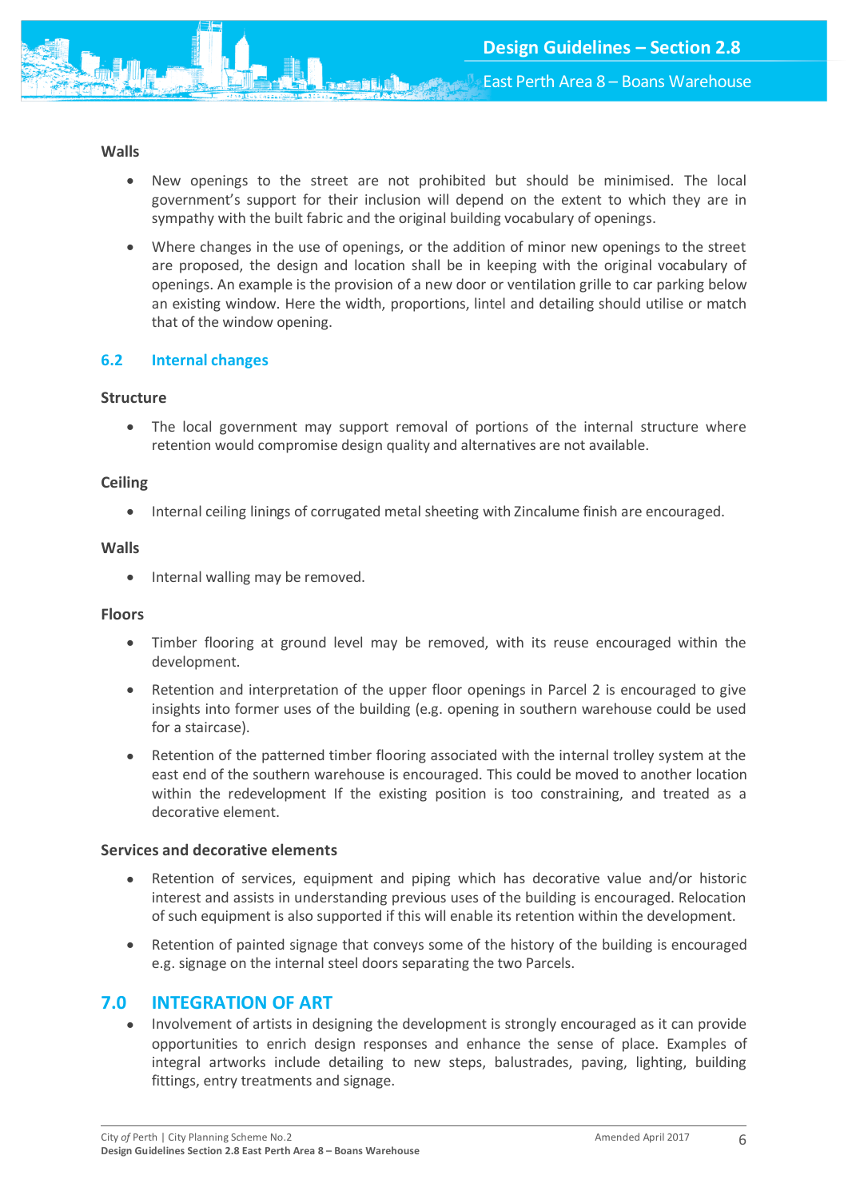### Walls

- New openings to the street are not prohibited but should be minimised. The local government's support for their inclusion will depend on the extent to which they are in sympathy with the built fabric and the original building vocabulary of openings.
- Where changes in the use of openings, or the addition of minor new openings to the street are proposed, the design and location shall be in keeping with the original vocabulary of openings. An example is the provision of a new door or ventilation grille to car parking below an existing window. Here the width, proportions, lintel and detailing should utilise or match that of the window opening.

## 6.2 Internal changes

### Structure

- The local government may support removal of portions of the internal structure where retention would compromise design quality and alternatives are not available.

### Ceiling

- Internal ceiling linings of corrugated metal sheeting with Zincalume finish are encouraged.

### Walls

- Internal walling may be removed.

### Floors

- Timber flooring at ground level may be removed, with its reuse encouraged within the development.
- Retention and interpretation of the upper floor openings in Parcel 2 is encouraged to give insights into former uses of the building (e.g. opening in southern warehouse could be used for a staircase).
- Retention of the patterned timber flooring associated with the internal trolley system at the east end of the southern warehouse is encouraged. This could be moved to another location within the redevelopment If the existing position is too constraining, and treated as a decorative element.

### Services and decorative elements

- Retention of services, equipment and piping which has decorative value and/or historic interest and assists in understanding previous uses of the building is encouraged. Relocation of such equipment is also supported if this will enable its retention within the development.
- Retention of painted signage that conveys some of the history of the building is encouraged e.g. signage on the internal steel doors separating the two Parcels.

# 7.0 INTEGRATION OF ART

- Involvement of artists in designing the development is strongly encouraged as it can provide opportunities to enrich design responses and enhance the sense of place. Examples of integral artworks include detailing to new steps, balustrades, paving, lighting, building fittings, entry treatments and signage.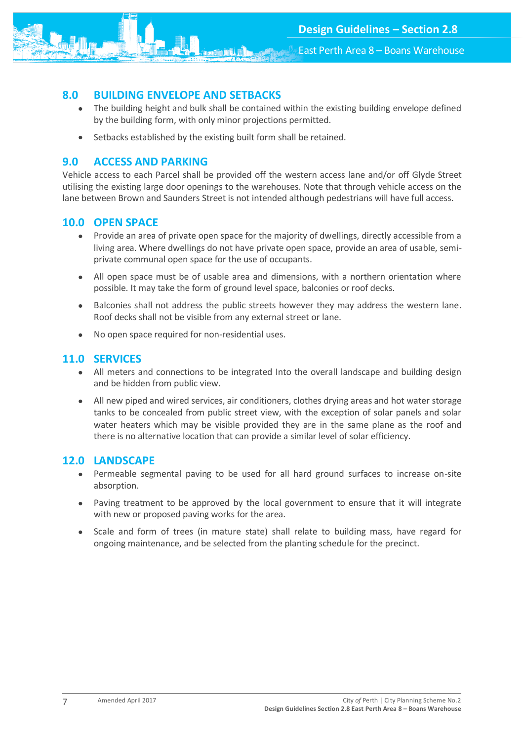## 8.0 BUILDING ENVELOPE AND SETBACKS

- The building height and bulk shall be contained within the existing building envelope defined by the building form, with only minor projections permitted.
- Setbacks established by the existing built form shall be retained.

## 9.0 ACCESS AND PARKING

Vehicle access to each Parcel shall be provided off the western access lane and/or off Glyde Street utilising the existing large door openings to the warehouses. Note that through vehicle access on the lane between Brown and Saunders Street is not intended although pedestrians will have full access.

## 10.0 OPEN SPACE

- Provide an area of private open space for the majority of dwellings, directly accessible from a living area. Where dwellings do not have private open space, provide an area of usable, semi-private communal open space for the use of occupants.
- All open space must be of usable area and dimensions, with a northern orientation where possible. It may take the form of ground level space, balconies or roof decks.
- Balconies shall not address the public streets however they may address the western lane. Roof decks shall not be visible from any external street or lane.
- No open space required for non-residential uses.

## 11.0 SERVICES

- All meters and connections to be integrated Into the overall landscape and building design and be hidden from public view.
- All new piped and wired services, air conditioners, clothes drying areas and hot water storage tanks to be concealed from public street view, with the exception of solar panels and solar water heaters which may be visible provided they are in the same plane as the roof and there is no alternative location that can provide a similar level of solar efficiency.

## 12.0 LANDSCAPE

- Permeable segmental paving to be used for all hard ground surfaces to increase on-site absorption.
- Paving treatment to be approved by the local government to ensure that it will integrate with new or proposed paving works for the area.
- Scale and form of trees (in mature state) shall relate to building mass, have regard for ongoing maintenance, and be selected from the planting schedule for the precinct.